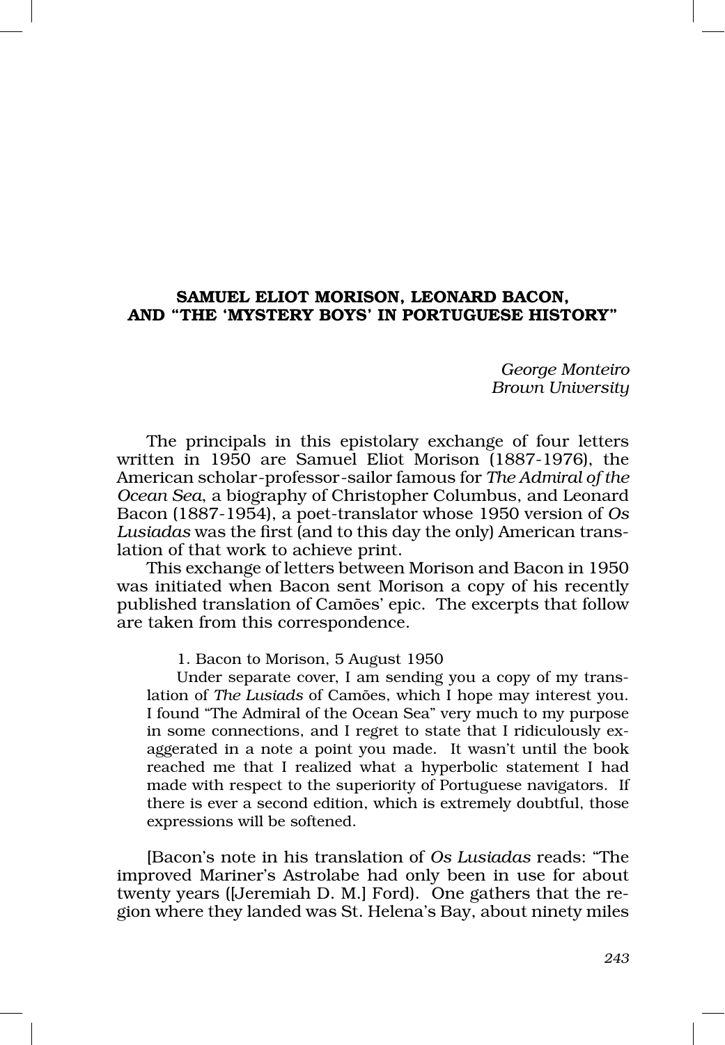# SAMUEL ELIOT MORISON, LEONARD BACON, AND "THE 'MYSTERY BOYS' IN PORTUGUESE HISTORY"

*George Monteiro*
*Brown University*

The principals in this epistolary exchange of four letters written in 1950 are Samuel Eliot Morison (1887-1976), the American scholar-professor-sailor famous for *The Admiral of the Ocean Sea*, a biography of Christopher Columbus, and Leonard Bacon (1887-1954), a poet-translator whose 1950 version of *Os Lusiadas* was the first (and to this day the only) American translation of that work to achieve print.

This exchange of letters between Morison and Bacon in 1950 was initiated when Bacon sent Morison a copy of his recently published translation of Camões' epic. The excerpts that follow are taken from this correspondence.

> 1. Bacon to Morison, 5 August 1950
>
> Under separate cover, I am sending you a copy of my translation of *The Lusiads* of Camões, which I hope may interest you. I found "The Admiral of the Ocean Sea" very much to my purpose in some connections, and I regret to state that I ridiculously exaggerated in a note a point you made. It wasn't until the book reached me that I realized what a hyperbolic statement I had made with respect to the superiority of Portuguese navigators. If there is ever a second edition, which is extremely doubtful, those expressions will be softened.

[Bacon's note in his translation of *Os Lusiadas* reads: "The improved Mariner's Astrolabe had only been in use for about twenty years ([Jeremiah D. M.] Ford). One gathers that the region where they landed was St. Helena's Bay, about ninety miles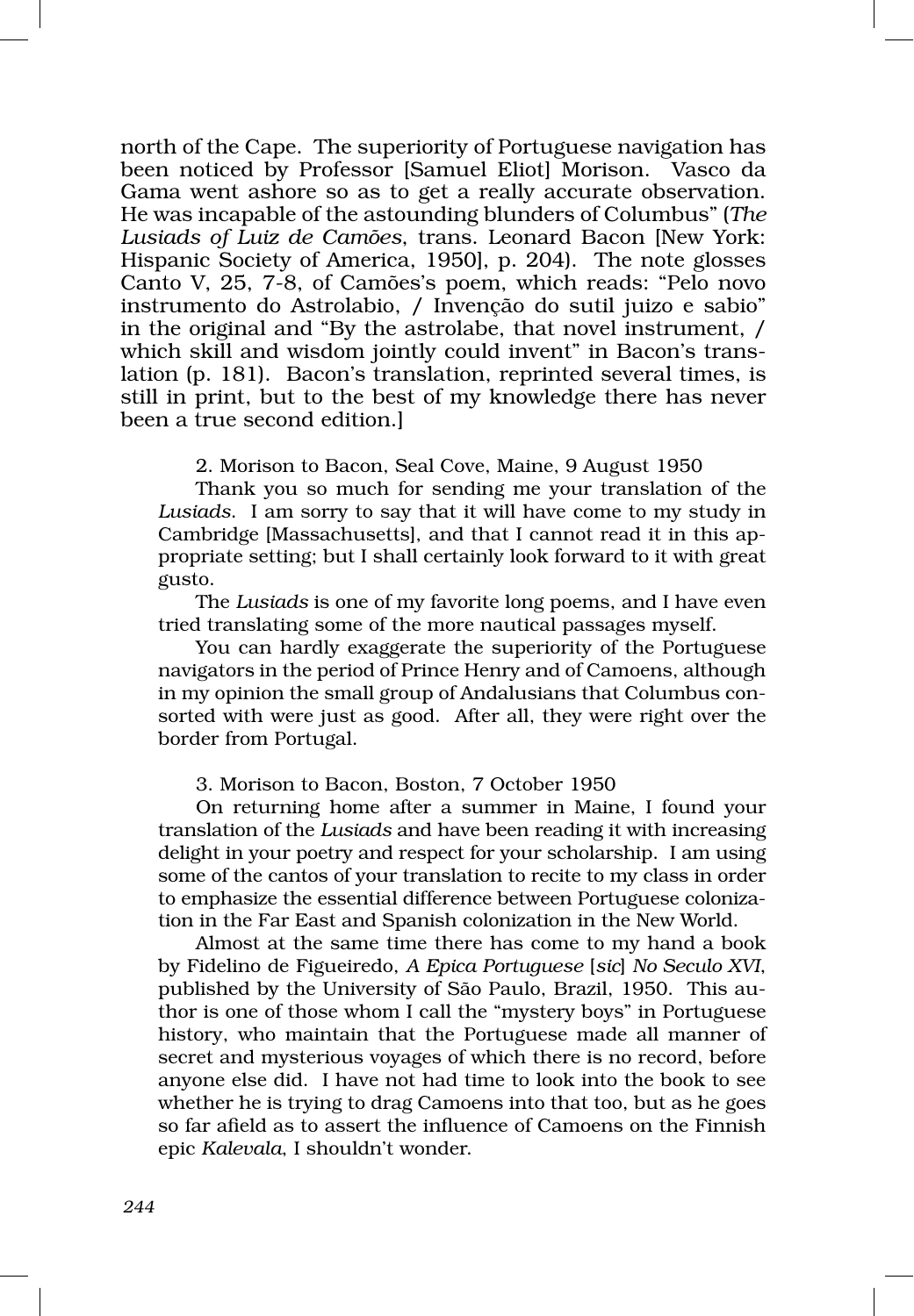north of the Cape. The superiority of Portuguese navigation has been noticed by Professor [Samuel Eliot] Morison. Vasco da Gama went ashore so as to get a really accurate observation. He was incapable of the astounding blunders of Columbus" (*The Lusiads of Luiz de Camões*, trans. Leonard Bacon [New York: Hispanic Society of America, 1950], p. 204). The note glosses Canto V, 25, 7-8, of Camões's poem, which reads: "Pelo novo instrumento do Astrolabio, / Invenção do sutil juizo e sabio" in the original and "By the astrolabe, that novel instrument, / which skill and wisdom jointly could invent" in Bacon's translation (p. 181). Bacon's translation, reprinted several times, is still in print, but to the best of my knowledge there has never been a true second edition.]

2. Morison to Bacon, Seal Cove, Maine, 9 August 1950

Thank you so much for sending me your translation of the *Lusiads*. I am sorry to say that it will have come to my study in Cambridge [Massachusetts], and that I cannot read it in this appropriate setting; but I shall certainly look forward to it with great gusto.

The *Lusiads* is one of my favorite long poems, and I have even tried translating some of the more nautical passages myself.

You can hardly exaggerate the superiority of the Portuguese navigators in the period of Prince Henry and of Camoens, although in my opinion the small group of Andalusians that Columbus consorted with were just as good. After all, they were right over the border from Portugal.

3. Morison to Bacon, Boston, 7 October 1950

On returning home after a summer in Maine, I found your translation of the *Lusiads* and have been reading it with increasing delight in your poetry and respect for your scholarship. I am using some of the cantos of your translation to recite to my class in order to emphasize the essential difference between Portuguese colonization in the Far East and Spanish colonization in the New World.

Almost at the same time there has come to my hand a book by Fidelino de Figueiredo, *A Epica Portuguese* [*sic*] *No Seculo XVI*, published by the University of São Paulo, Brazil, 1950. This author is one of those whom I call the "mystery boys" in Portuguese history, who maintain that the Portuguese made all manner of secret and mysterious voyages of which there is no record, before anyone else did. I have not had time to look into the book to see whether he is trying to drag Camoens into that too, but as he goes so far afield as to assert the influence of Camoens on the Finnish epic *Kalevala*, I shouldn't wonder.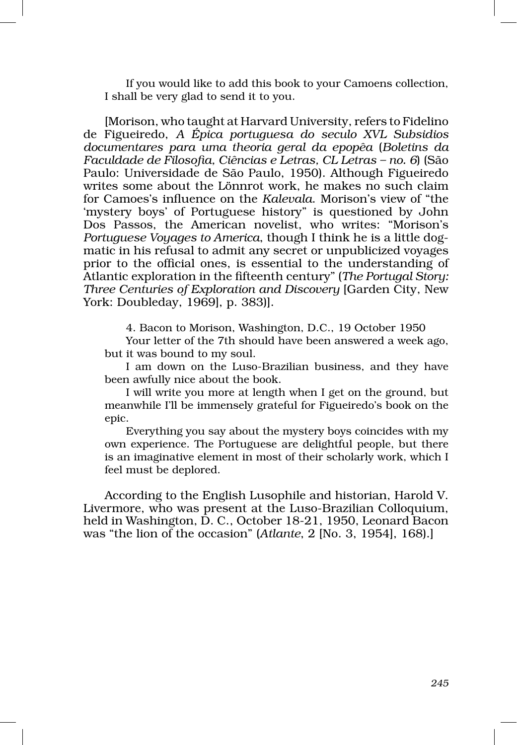If you would like to add this book to your Camoens collection, I shall be very glad to send it to you.

[Morison, who taught at Harvard University, refers to Fidelino de Figueiredo, *A Épica portuguesa do seculo XVI. Subsidios documentares para uma theoria geral da epopêa* (*Boletins da Faculdade de Filosofia, Ciências e Letras, CL Letras – no. 6*) (São Paulo: Universidade de São Paulo, 1950). Although Figueiredo writes some about the Lönnrot work, he makes no such claim for Camoes's influence on the *Kalevala*. Morison's view of "the 'mystery boys' of Portuguese history" is questioned by John Dos Passos, the American novelist, who writes: "Morison's *Portuguese Voyages to America*, though I think he is a little dogmatic in his refusal to admit any secret or unpublicized voyages prior to the official ones, is essential to the understanding of Atlantic exploration in the fifteenth century" (*The Portugal Story: Three Centuries of Exploration and Discovery* [Garden City, New York: Doubleday, 1969], p. 383)].

4. Bacon to Morison, Washington, D.C., 19 October 1950

Your letter of the 7th should have been answered a week ago, but it was bound to my soul.

I am down on the Luso-Brazilian business, and they have been awfully nice about the book.

I will write you more at length when I get on the ground, but meanwhile I'll be immensely grateful for Figueiredo's book on the epic.

Everything you say about the mystery boys coincides with my own experience. The Portuguese are delightful people, but there is an imaginative element in most of their scholarly work, which I feel must be deplored.

According to the English Lusophile and historian, Harold V. Livermore, who was present at the Luso-Brazilian Colloquium, held in Washington, D. C., October 18-21, 1950, Leonard Bacon was "the lion of the occasion" (*Atlante*, 2 [No. 3, 1954], 168).]